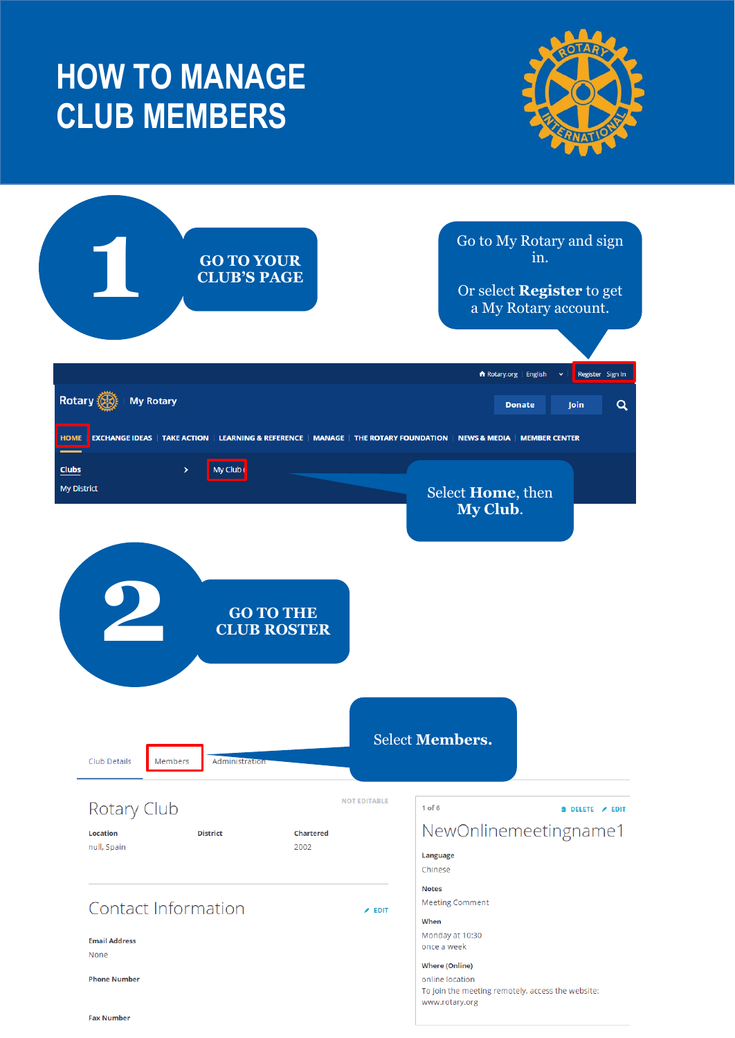# HOW TO MANAGE CLUB MEMBERS

## 1 GO TO YOUR CLUB'S PAGE

Go to My Rotary and sign in.

Or select **Register** to get a My Rotary account.

Rotary.org | English | Register Sign In

Rotary My Rotary Donate Join

HOME | EXCHANGE IDEAS | TAKE ACTION | LEARNING & REFERENCE | MANAGE | THE ROTARY FOUNDATION | NEWS & MEDIA | MEMBER CENTER

Clubs > My Club

My District

Select **Home**, then **My Club**.

## 2 GO TO THE CLUB ROSTER

Select **Members.**

Club Details | Members | Administration

Rotary Club

NOT EDITABLE

Location: null, Spain

District

Chartered: 2002

Contact Information — EDIT

Email Address: None

Phone Number

Fax Number

1 of 6 — DELETE — EDIT

NewOnlinemeetingname1

Language: Chinese

Notes: Meeting Comment

When: Monday at 10:30, once a week

Where (Online): online location. To join the meeting remotely, access the website: www.rotary.org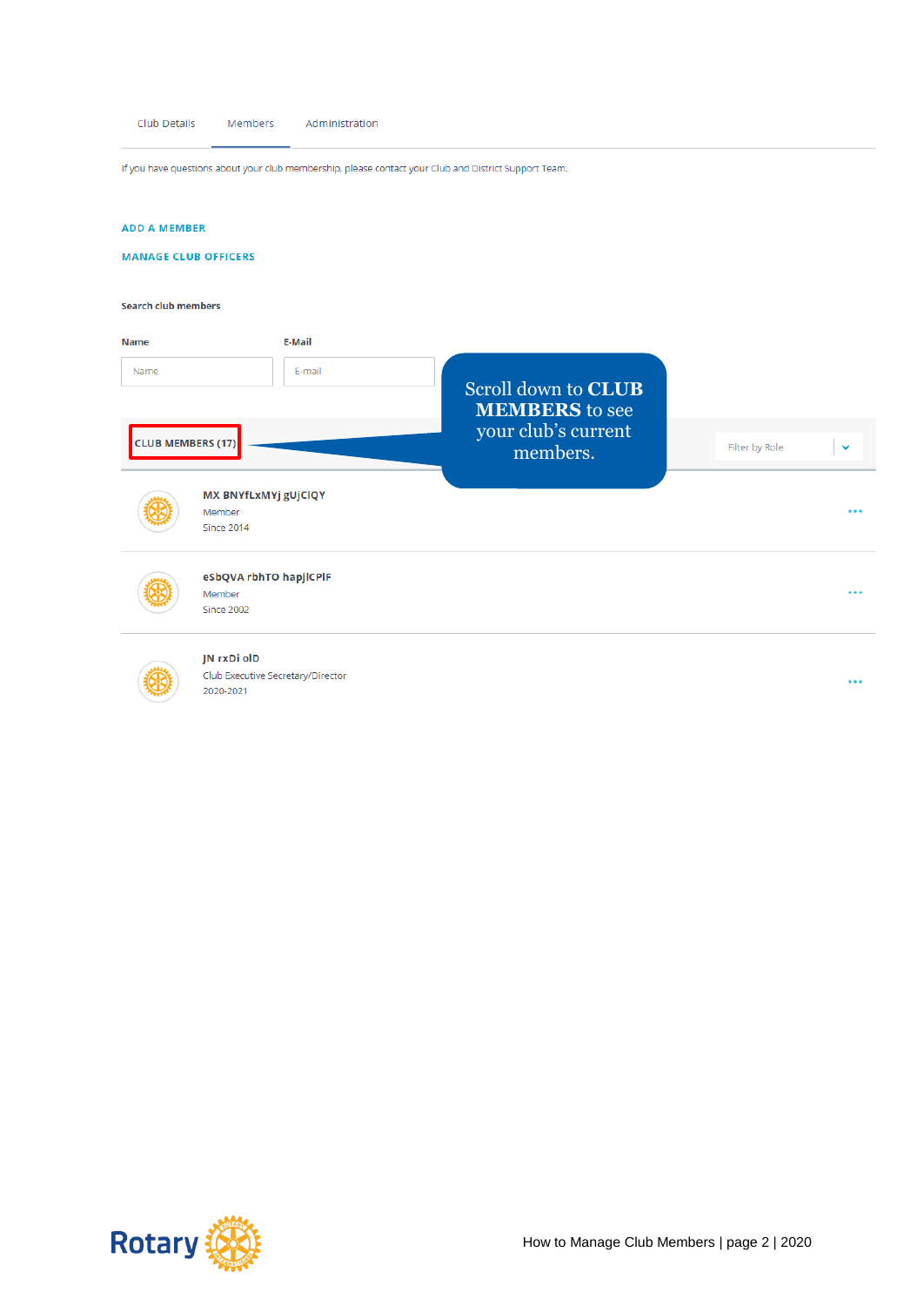Club Details | Members | Administration

If you have questions about your club membership, please contact your Club and District Support Team.

ADD A MEMBER

MANAGE CLUB OFFICERS

Search club members

Name

E-Mail

Scroll down to **CLUB MEMBERS** to see your club's current members.

CLUB MEMBERS (17)

Filter by Role

**MX BNYfLxMYj gUjClQY**
Member
Since 2014

**eSbQVA rbhTO hapjlCPlF**
Member
Since 2002

**JN rxDi olD**
Club Executive Secretary/Director
2020-2021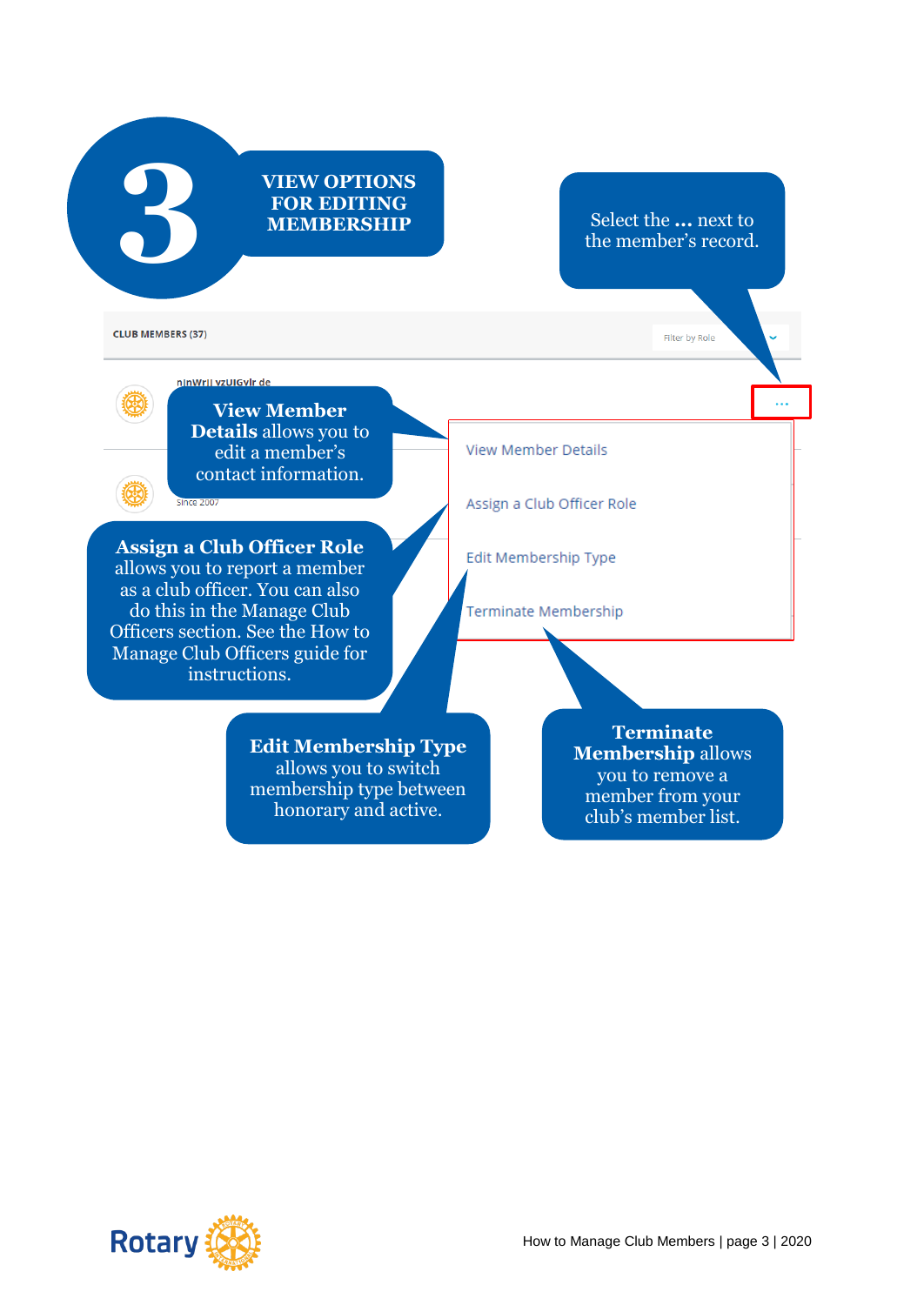# 3 VIEW OPTIONS FOR EDITING MEMBERSHIP

Select the **...** next to the member's record.

CLUB MEMBERS (37)

Filter by Role

njnWrIJ vzUIGvlr de

Since 2007

View Member Details

Assign a Club Officer Role

Edit Membership Type

Terminate Membership

**View Member Details** allows you to edit a member's contact information.

**Assign a Club Officer Role** allows you to report a member as a club officer. You can also do this in the Manage Club Officers section. See the How to Manage Club Officers guide for instructions.

**Edit Membership Type** allows you to switch membership type between honorary and active.

**Terminate Membership** allows you to remove a member from your club's member list.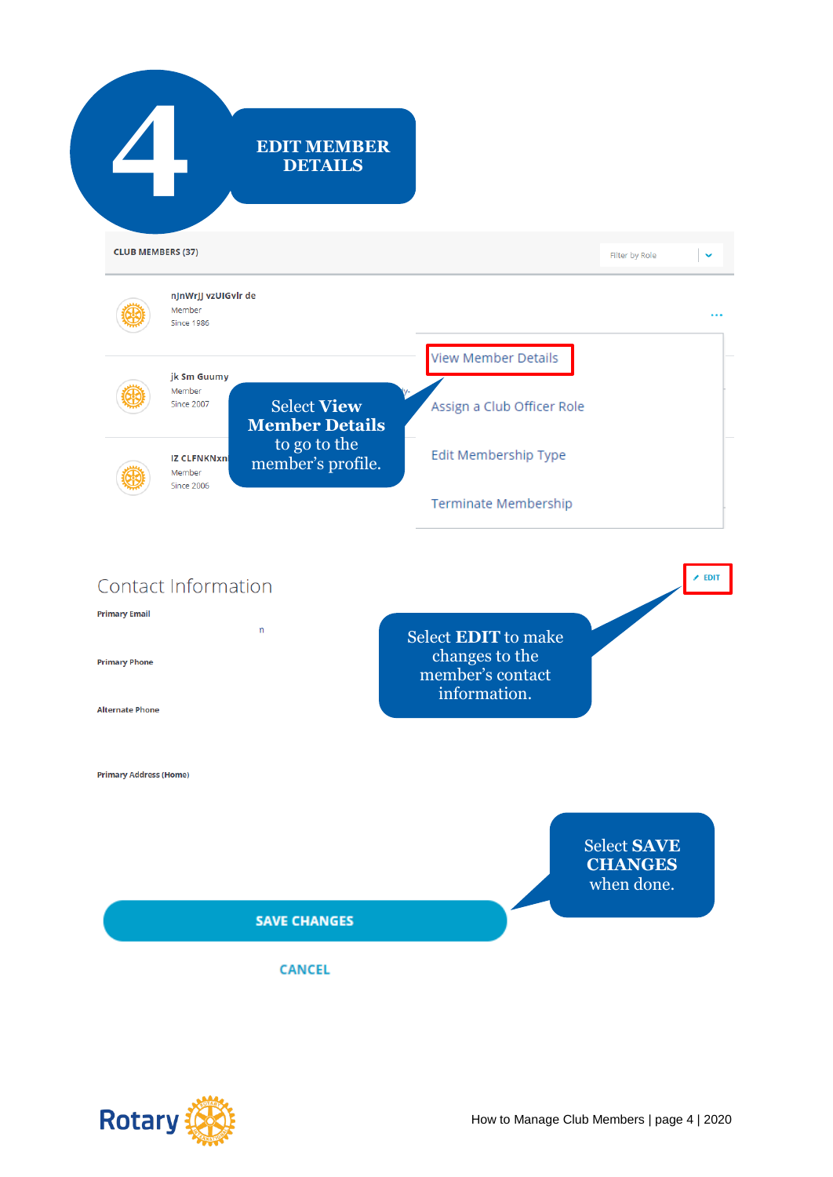# 4 EDIT MEMBER DETAILS

CLUB MEMBERS (37)

Filter by Role

njnWrjj vzUIGvlr de
Member
Since 1986

jk Sm Guumy
Member
Since 2007

IZ CLFNKNxn
Member
Since 2006

View Member Details

Assign a Club Officer Role

Edit Membership Type

Terminate Membership

Select **View Member Details** to go to the member's profile.

Contact Information

EDIT

Primary Email

Primary Phone

Alternate Phone

Primary Address (Home)

Select **EDIT** to make changes to the member's contact information.

Select **SAVE CHANGES** when done.

SAVE CHANGES

CANCEL

How to Manage Club Members | page 4 | 2020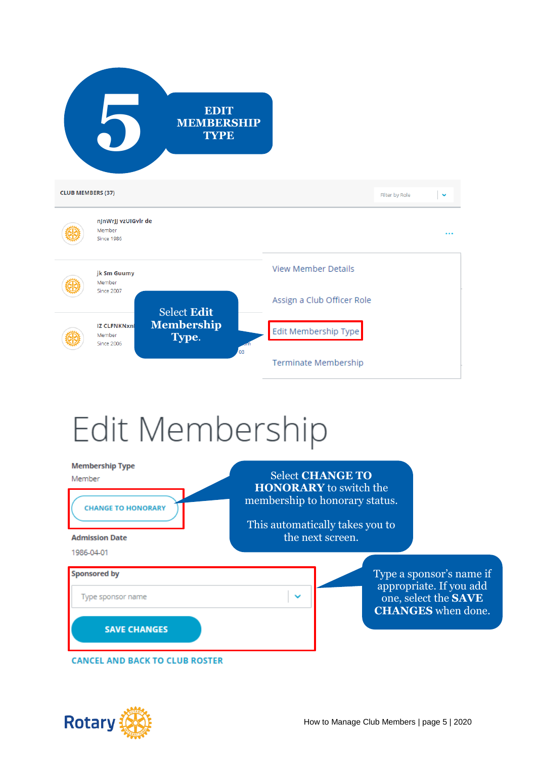# 5 EDIT MEMBERSHIP TYPE

CLUB MEMBERS (37)

Filter by Role

nJnWrJJ vzUIGvlr de
Member
Since 1986

jk Sm Guumy
Member
Since 2007

IZ CLFNKNxn
Member
Since 2006

View Member Details

Assign a Club Officer Role

Edit Membership Type

Terminate Membership

Select **Edit Membership Type**.

# Edit Membership

**Membership Type**

Member

CHANGE TO HONORARY

Select **CHANGE TO HONORARY** to switch the membership to honorary status.

This automatically takes you to the next screen.

**Admission Date**

1986-04-01

**Sponsored by**

Type sponsor name

SAVE CHANGES

Type a sponsor's name if appropriate. If you add one, select the **SAVE CHANGES** when done.

CANCEL AND BACK TO CLUB ROSTER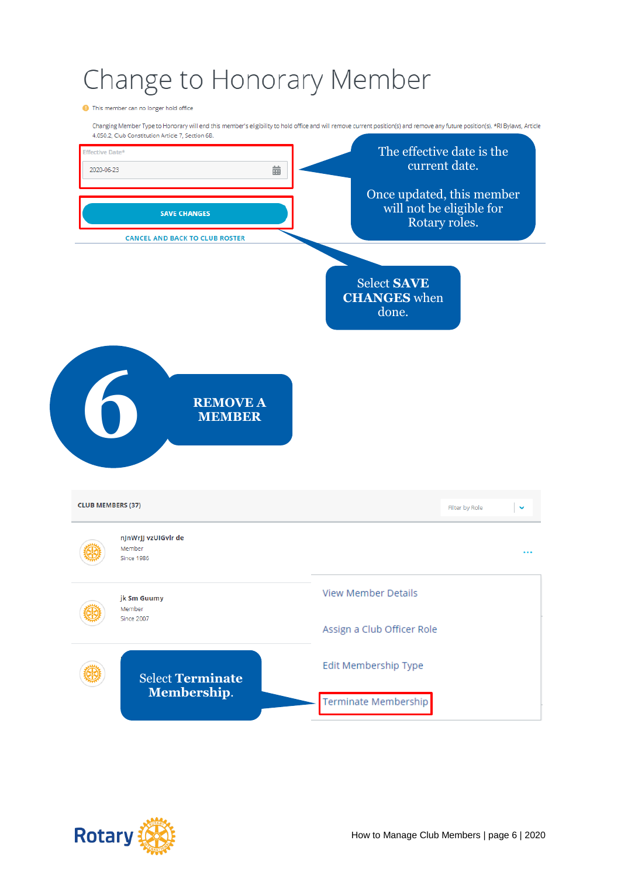# Change to Honorary Member

This member can no longer hold office

Changing Member Type to Honorary will end this member's eligibility to hold office and will remove current position(s) and remove any future position(s). *RI Bylaws, Article 4.050.2, Club Constitution Article 7, Section 6B.

Effective Date*

2020-06-23

SAVE CHANGES

CANCEL AND BACK TO CLUB ROSTER

The effective date is the current date.

Once updated, this member will not be eligible for Rotary roles.

Select **SAVE CHANGES** when done.

## 6 REMOVE A MEMBER

CLUB MEMBERS (37)

Filter by Role

nJnWrJJ vzUIGvlr de
Member
Since 1986

jk Sm Guumy
Member
Since 2007

View Member Details

Assign a Club Officer Role

Edit Membership Type

Terminate Membership

Select **Terminate Membership**.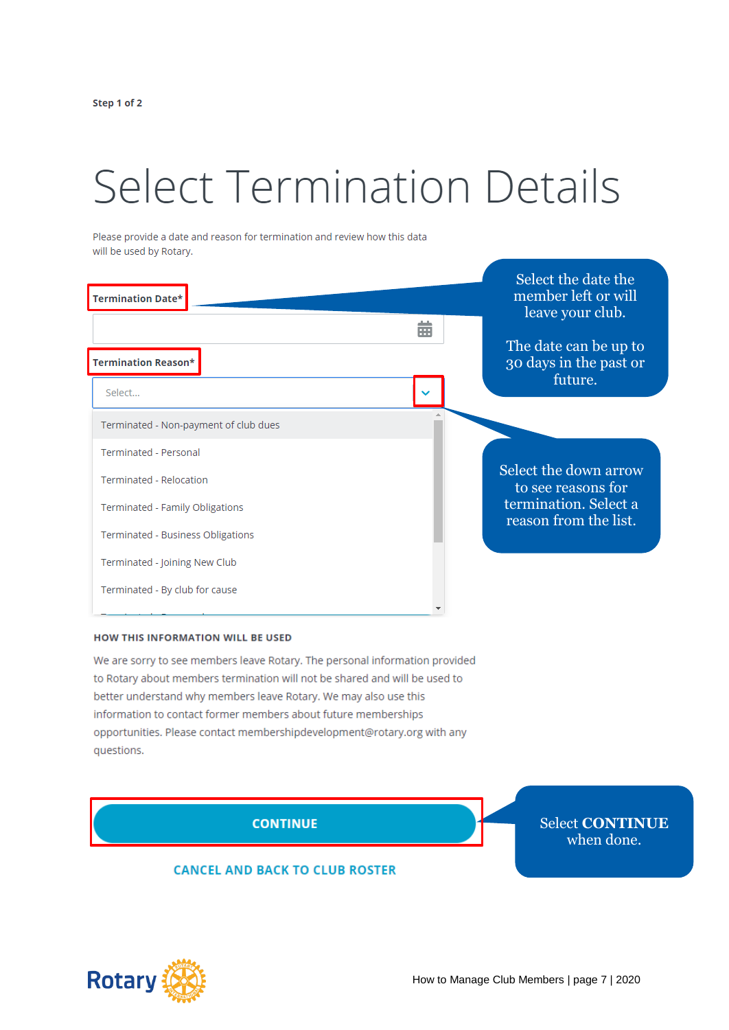Step 1 of 2

# Select Termination Details

Please provide a date and reason for termination and review how this data will be used by Rotary.

**Termination Date***

Select the date the member left or will leave your club.

The date can be up to 30 days in the past or future.

**Termination Reason***

Select...

- Terminated - Non-payment of club dues
- Terminated - Personal
- Terminated - Relocation
- Terminated - Family Obligations
- Terminated - Business Obligations
- Terminated - Joining New Club
- Terminated - By club for cause

Select the down arrow to see reasons for termination. Select a reason from the list.

**HOW THIS INFORMATION WILL BE USED**

We are sorry to see members leave Rotary. The personal information provided to Rotary about members termination will not be shared and will be used to better understand why members leave Rotary. We may also use this information to contact former members about future memberships opportunities. Please contact membershipdevelopment@rotary.org with any questions.

**CONTINUE**

Select **CONTINUE** when done.

**CANCEL AND BACK TO CLUB ROSTER**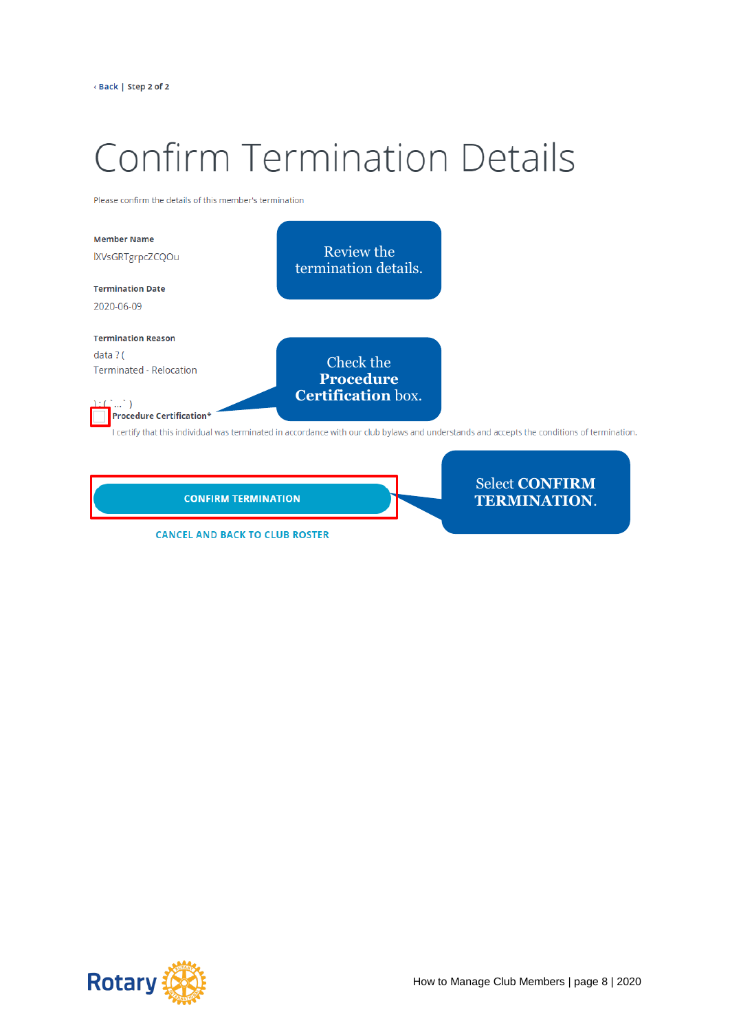‹ Back | Step 2 of 2

# Confirm Termination Details

Please confirm the details of this member's termination

**Member Name**

lXVsGRTgrpcZCQOu

**Termination Date**

2020-06-09

**Termination Reason**

data ? (

Terminated - Relocation

) : ( `...` )

**Procedure Certification***

I certify that this individual was terminated in accordance with our club bylaws and understands and accepts the conditions of termination.

CONFIRM TERMINATION

CANCEL AND BACK TO CLUB ROSTER

Review the termination details.

Check the **Procedure Certification** box.

Select **CONFIRM TERMINATION**.